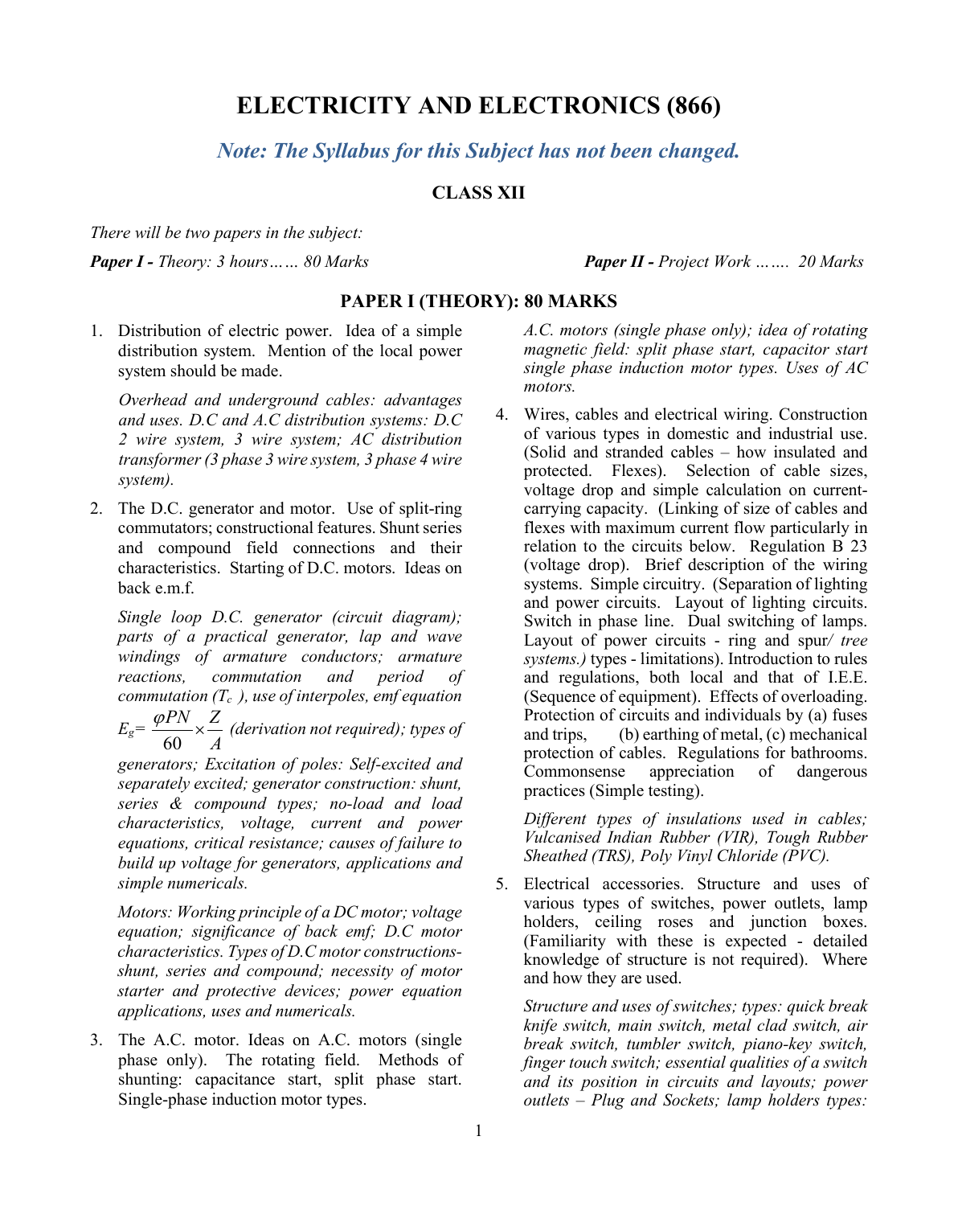# ELECTRICITY AND ELECTRONICS (866)

***Note: The Syllabus for this Subject has not been changed.***

## CLASS XII

*There will be two papers in the subject:*

***Paper I** - Theory: 3 hours…… 80 Marks*

***Paper II** - Project Work ……. 20 Marks*

## PAPER I (THEORY): 80 MARKS

1. Distribution of electric power. Idea of a simple distribution system. Mention of the local power system should be made.

   *Overhead and underground cables: advantages and uses. D.C and A.C distribution systems: D.C 2 wire system, 3 wire system; AC distribution transformer (3 phase 3 wire system, 3 phase 4 wire system).*

2. The D.C. generator and motor. Use of split-ring commutators; constructional features. Shunt series and compound field connections and their characteristics. Starting of D.C. motors. Ideas on back e.m.f.

   *Single loop D.C. generator (circuit diagram); parts of a practical generator, lap and wave windings of armature conductors; armature reactions, commutation and period of commutation ($T_c$ ), use of interpoles, emf equation* $E_g = \frac{\varphi PN}{60} \times \frac{Z}{A}$ *(derivation not required); types of generators; Excitation of poles: Self-excited and separately excited; generator construction: shunt, series & compound types; no-load and load characteristics, voltage, current and power equations, critical resistance; causes of failure to build up voltage for generators, applications and simple numericals.*

   *Motors: Working principle of a DC motor; voltage equation; significance of back emf; D.C motor characteristics. Types of D.C motor constructions- shunt, series and compound; necessity of motor starter and protective devices; power equation applications, uses and numericals.*

3. The A.C. motor. Ideas on A.C. motors (single phase only). The rotating field. Methods of shunting: capacitance start, split phase start. Single-phase induction motor types.

   *A.C. motors (single phase only); idea of rotating magnetic field: split phase start, capacitor start single phase induction motor types. Uses of AC motors.*

4. Wires, cables and electrical wiring. Construction of various types in domestic and industrial use. (Solid and stranded cables – how insulated and protected. Flexes). Selection of cable sizes, voltage drop and simple calculation on current-carrying capacity. (Linking of size of cables and flexes with maximum current flow particularly in relation to the circuits below. Regulation B 23 (voltage drop). Brief description of the wiring systems. Simple circuitry. (Separation of lighting and power circuits. Layout of lighting circuits. Switch in phase line. Dual switching of lamps. Layout of power circuits - ring and spur/ *tree systems.)* types - limitations). Introduction to rules and regulations, both local and that of I.E.E. (Sequence of equipment). Effects of overloading. Protection of circuits and individuals by (a) fuses and trips, (b) earthing of metal, (c) mechanical protection of cables. Regulations for bathrooms. Commonsense appreciation of dangerous practices (Simple testing).

   *Different types of insulations used in cables; Vulcanised Indian Rubber (VIR), Tough Rubber Sheathed (TRS), Poly Vinyl Chloride (PVC).*

5. Electrical accessories. Structure and uses of various types of switches, power outlets, lamp holders, ceiling roses and junction boxes. (Familiarity with these is expected - detailed knowledge of structure is not required). Where and how they are used.

   *Structure and uses of switches; types: quick break knife switch, main switch, metal clad switch, air break switch, tumbler switch, piano-key switch, finger touch switch; essential qualities of a switch and its position in circuits and layouts; power outlets – Plug and Sockets; lamp holders types:*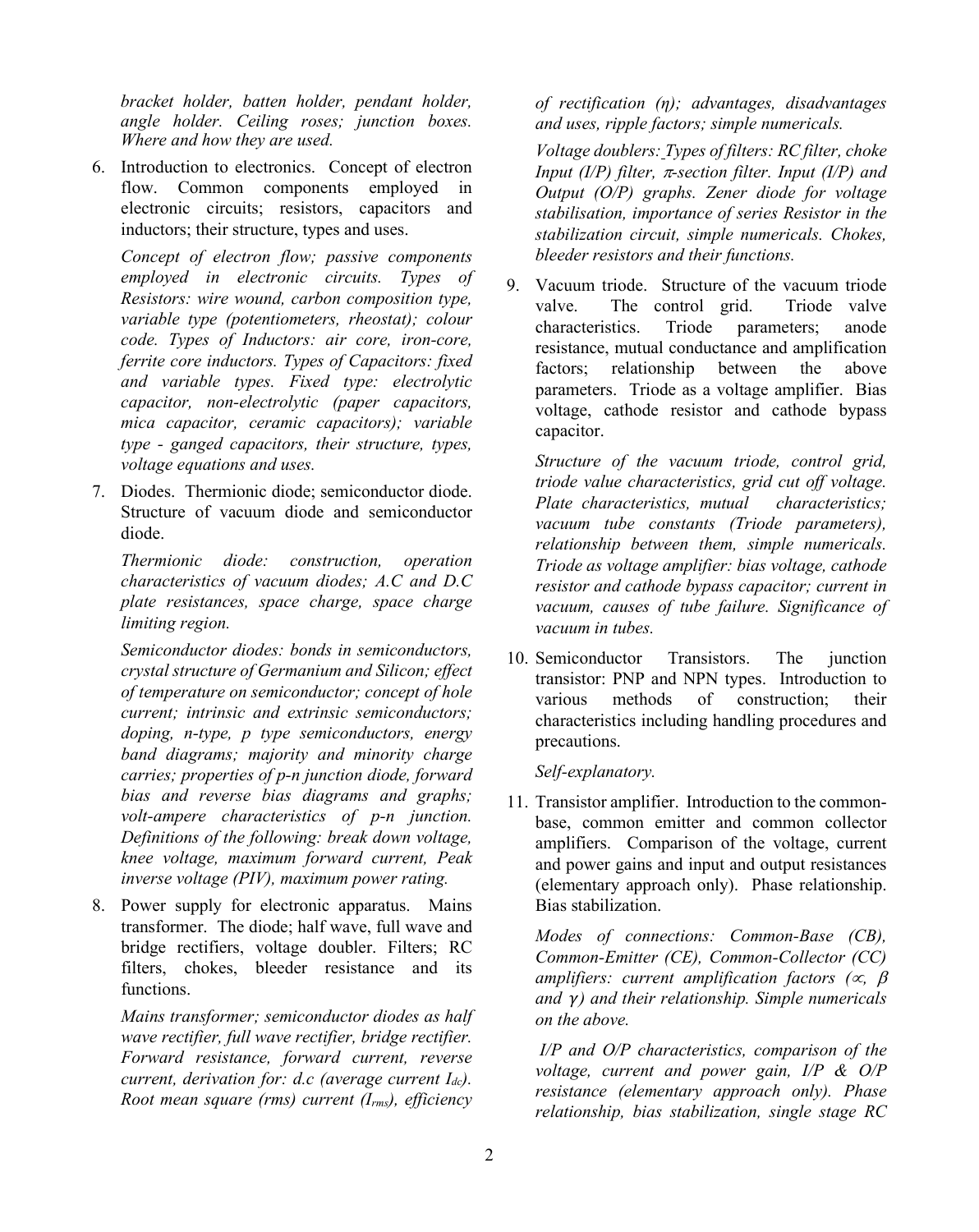*bracket holder, batten holder, pendant holder, angle holder. Ceiling roses; junction boxes. Where and how they are used.*

6. Introduction to electronics. Concept of electron flow. Common components employed in electronic circuits; resistors, capacitors and inductors; their structure, types and uses.

   *Concept of electron flow; passive components employed in electronic circuits. Types of Resistors: wire wound, carbon composition type, variable type (potentiometers, rheostat); colour code. Types of Inductors: air core, iron-core, ferrite core inductors. Types of Capacitors: fixed and variable types. Fixed type: electrolytic capacitor, non-electrolytic (paper capacitors, mica capacitor, ceramic capacitors); variable type - ganged capacitors, their structure, types, voltage equations and uses.*

7. Diodes. Thermionic diode; semiconductor diode. Structure of vacuum diode and semiconductor diode.

   *Thermionic diode: construction, operation characteristics of vacuum diodes; A.C and D.C plate resistances, space charge, space charge limiting region.*

   *Semiconductor diodes: bonds in semiconductors, crystal structure of Germanium and Silicon; effect of temperature on semiconductor; concept of hole current; intrinsic and extrinsic semiconductors; doping, n-type, p type semiconductors, energy band diagrams; majority and minority charge carries; properties of p-n junction diode, forward bias and reverse bias diagrams and graphs; volt-ampere characteristics of p-n junction. Definitions of the following: break down voltage, knee voltage, maximum forward current, Peak inverse voltage (PIV), maximum power rating.*

8. Power supply for electronic apparatus. Mains transformer. The diode; half wave, full wave and bridge rectifiers, voltage doubler. Filters; RC filters, chokes, bleeder resistance and its functions.

   *Mains transformer; semiconductor diodes as half wave rectifier, full wave rectifier, bridge rectifier. Forward resistance, forward current, reverse current, derivation for: d.c (average current $I_{dc}$). Root mean square (rms) current ($I_{rms}$), efficiency of rectification ($\eta$); advantages, disadvantages and uses, ripple factors; simple numericals.*

   *Voltage doublers: Types of filters: RC filter, choke Input (I/P) filter, $\pi$-section filter. Input (I/P) and Output (O/P) graphs. Zener diode for voltage stabilisation, importance of series Resistor in the stabilization circuit, simple numericals. Chokes, bleeder resistors and their functions.*

9. Vacuum triode. Structure of the vacuum triode valve. The control grid. Triode valve characteristics. Triode parameters; anode resistance, mutual conductance and amplification factors; relationship between the above parameters. Triode as a voltage amplifier. Bias voltage, cathode resistor and cathode bypass capacitor.

   *Structure of the vacuum triode, control grid, triode value characteristics, grid cut off voltage. Plate characteristics, mutual characteristics; vacuum tube constants (Triode parameters), relationship between them, simple numericals. Triode as voltage amplifier: bias voltage, cathode resistor and cathode bypass capacitor; current in vacuum, causes of tube failure. Significance of vacuum in tubes.*

10. Semiconductor Transistors. The junction transistor: PNP and NPN types. Introduction to various methods of construction; their characteristics including handling procedures and precautions.

    *Self-explanatory.*

11. Transistor amplifier. Introduction to the common-base, common emitter and common collector amplifiers. Comparison of the voltage, current and power gains and input and output resistances (elementary approach only). Phase relationship. Bias stabilization.

    *Modes of connections: Common-Base (CB), Common-Emitter (CE), Common-Collector (CC) amplifiers: current amplification factors ($\propto$, $\beta$ and $\gamma$) and their relationship. Simple numericals on the above.*

    *I/P and O/P characteristics, comparison of the voltage, current and power gain, I/P & O/P resistance (elementary approach only). Phase relationship, bias stabilization, single stage RC*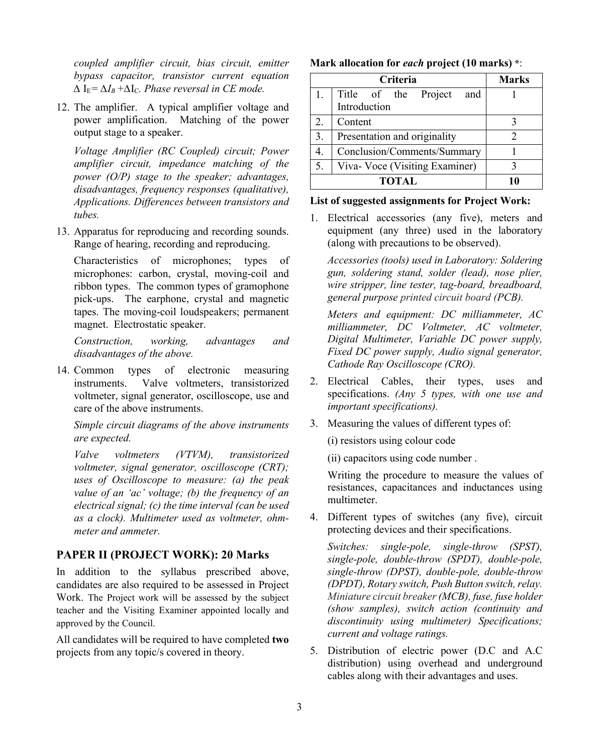*coupled amplifier circuit, bias circuit, emitter bypass capacitor, transistor current equation* $\Delta I_E = \Delta I_B + \Delta I_C$. *Phase reversal in CE mode.*

12. The amplifier. A typical amplifier voltage and power amplification. Matching of the power output stage to a speaker.

    *Voltage Amplifier (RC Coupled) circuit; Power amplifier circuit, impedance matching of the power (O/P) stage to the speaker; advantages, disadvantages, frequency responses (qualitative), Applications. Differences between transistors and tubes.*

13. Apparatus for reproducing and recording sounds. Range of hearing, recording and reproducing.

    Characteristics of microphones; types of microphones: carbon, crystal, moving-coil and ribbon types. The common types of gramophone pick-ups. The earphone, crystal and magnetic tapes. The moving-coil loudspeakers; permanent magnet. Electrostatic speaker.

    *Construction, working, advantages and disadvantages of the above.*

14. Common types of electronic measuring instruments. Valve voltmeters, transistorized voltmeter, signal generator, oscilloscope, use and care of the above instruments.

    *Simple circuit diagrams of the above instruments are expected.*

    *Valve voltmeters (VTVM), transistorized voltmeter, signal generator, oscilloscope (CRT); uses of Oscilloscope to measure: (a) the peak value of an 'ac' voltage; (b) the frequency of an electrical signal; (c) the time interval (can be used as a clock). Multimeter used as voltmeter, ohm-meter and ammeter.*

## PAPER II (PROJECT WORK): 20 Marks

In addition to the syllabus prescribed above, candidates are also required to be assessed in Project Work. The Project work will be assessed by the subject teacher and the Visiting Examiner appointed locally and approved by the Council.

All candidates will be required to have completed **two** projects from any topic/s covered in theory.

**Mark allocation for *each* project (10 marks) \***:

| | Criteria | Marks |
|---|---|---|
| 1. | Title of the Project and Introduction | 1 |
| 2. | Content | 3 |
| 3. | Presentation and originality | 2 |
| 4. | Conclusion/Comments/Summary | 1 |
| 5. | Viva- Voce (Visiting Examiner) | 3 |
| | **TOTAL** | **10** |

**List of suggested assignments for Project Work:**

1. Electrical accessories (any five), meters and equipment (any three) used in the laboratory (along with precautions to be observed).

   *Accessories (tools) used in Laboratory: Soldering gun, soldering stand, solder (lead), nose plier, wire stripper, line tester, tag-board, breadboard, general purpose printed circuit board (PCB).*

   *Meters and equipment: DC milliammeter, AC milliammeter, DC Voltmeter, AC voltmeter, Digital Multimeter, Variable DC power supply, Fixed DC power supply, Audio signal generator, Cathode Ray Oscilloscope (CRO).*

2. Electrical Cables, their types, uses and specifications. *(Any 5 types, with one use and important specifications).*

3. Measuring the values of different types of:

   (i) resistors using colour code

   (ii) capacitors using code number .

   Writing the procedure to measure the values of resistances, capacitances and inductances using multimeter.

4. Different types of switches (any five), circuit protecting devices and their specifications.

   *Switches: single-pole, single-throw (SPST), single-pole, double-throw (SPDT), double-pole, single-throw (DPST), double-pole, double-throw (DPDT), Rotary switch, Push Button switch, relay. Miniature circuit breaker (MCB), fuse, fuse holder (show samples), switch action (continuity and discontinuity using multimeter) Specifications; current and voltage ratings.*

5. Distribution of electric power (D.C and A.C distribution) using overhead and underground cables along with their advantages and uses.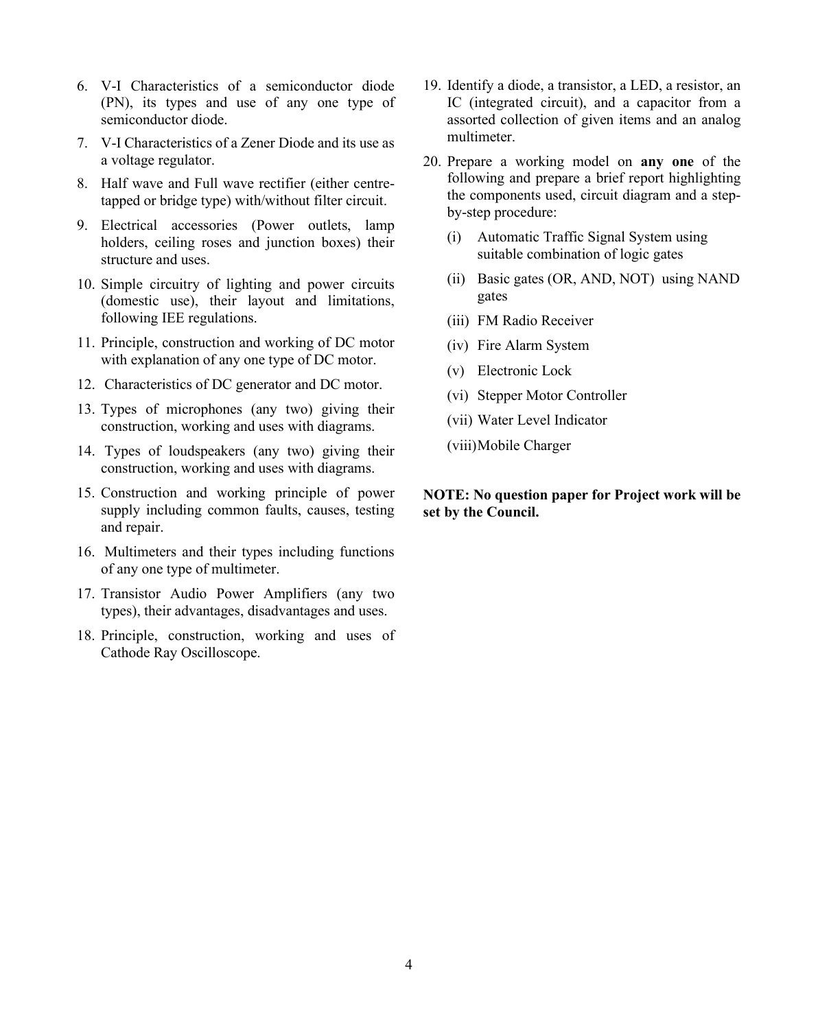6. V-I Characteristics of a semiconductor diode (PN), its types and use of any one type of semiconductor diode.
7. V-I Characteristics of a Zener Diode and its use as a voltage regulator.
8. Half wave and Full wave rectifier (either centre-tapped or bridge type) with/without filter circuit.
9. Electrical accessories (Power outlets, lamp holders, ceiling roses and junction boxes) their structure and uses.
10. Simple circuitry of lighting and power circuits (domestic use), their layout and limitations, following IEE regulations.
11. Principle, construction and working of DC motor with explanation of any one type of DC motor.
12. Characteristics of DC generator and DC motor.
13. Types of microphones (any two) giving their construction, working and uses with diagrams.
14. Types of loudspeakers (any two) giving their construction, working and uses with diagrams.
15. Construction and working principle of power supply including common faults, causes, testing and repair.
16. Multimeters and their types including functions of any one type of multimeter.
17. Transistor Audio Power Amplifiers (any two types), their advantages, disadvantages and uses.
18. Principle, construction, working and uses of Cathode Ray Oscilloscope.
19. Identify a diode, a transistor, a LED, a resistor, an IC (integrated circuit), and a capacitor from a assorted collection of given items and an analog multimeter.
20. Prepare a working model on **any one** of the following and prepare a brief report highlighting the components used, circuit diagram and a step-by-step procedure:
    - (i) Automatic Traffic Signal System using suitable combination of logic gates
    - (ii) Basic gates (OR, AND, NOT) using NAND gates
    - (iii) FM Radio Receiver
    - (iv) Fire Alarm System
    - (v) Electronic Lock
    - (vi) Stepper Motor Controller
    - (vii) Water Level Indicator
    - (viii) Mobile Charger

**NOTE: No question paper for Project work will be set by the Council.**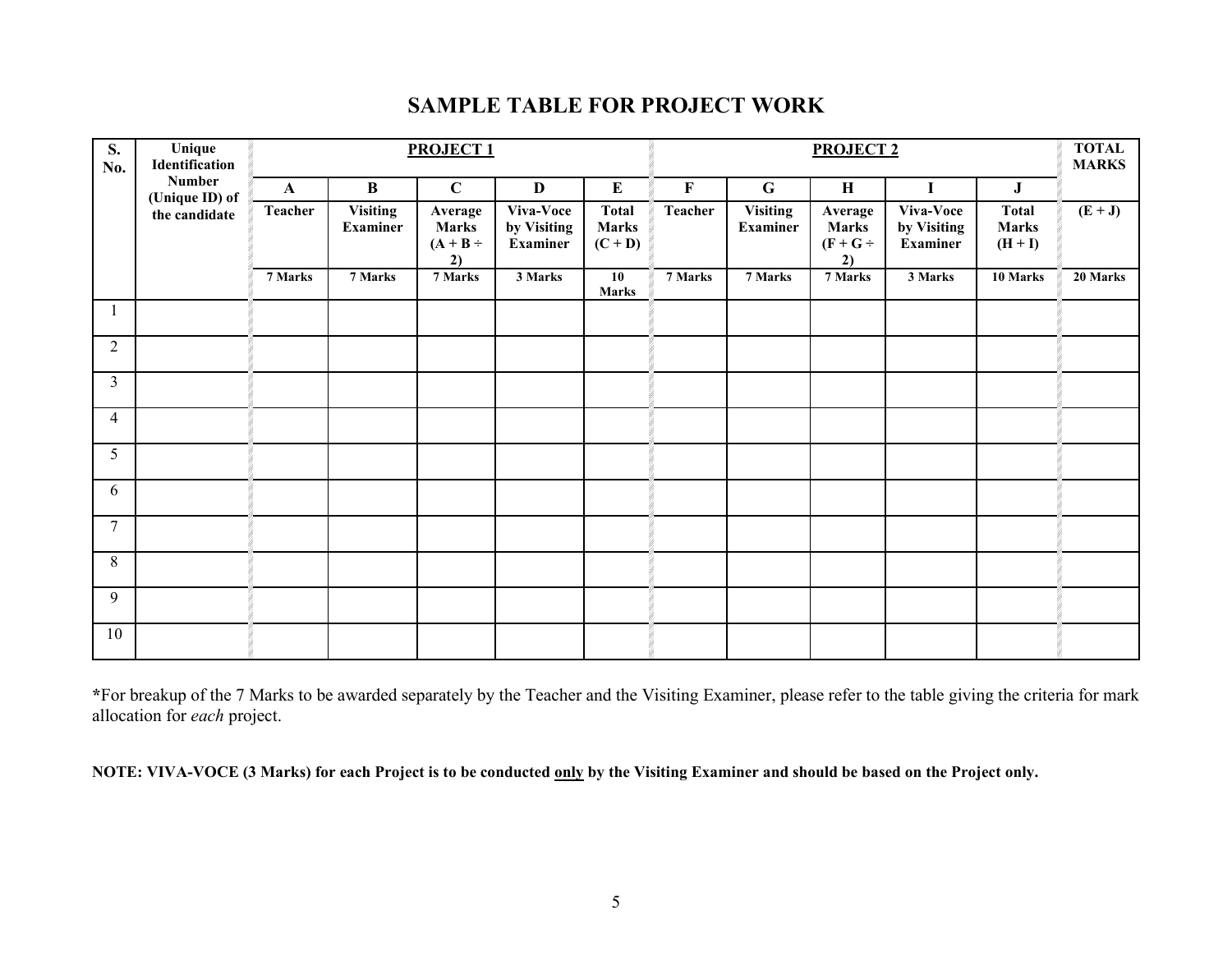## SAMPLE TABLE FOR PROJECT WORK

| S. No. | Unique Identification Number (Unique ID) of the candidate | PROJECT 1 | | | | | PROJECT 2 | | | | | TOTAL MARKS |
|---|---|---|---|---|---|---|---|---|---|---|---|---|
| | | A | B | C | D | E | F | G | H | I | J | |
| | | Teacher | Visiting Examiner | Average Marks (A + B ÷ 2) | Viva-Voce by Visiting Examiner | Total Marks (C + D) | Teacher | Visiting Examiner | Average Marks (F + G ÷ 2) | Viva-Voce by Visiting Examiner | Total Marks (H + I) | (E + J) |
| | | 7 Marks | 7 Marks | 7 Marks | 3 Marks | 10 Marks | 7 Marks | 7 Marks | 7 Marks | 3 Marks | 10 Marks | 20 Marks |
| 1 | | | | | | | | | | | | |
| 2 | | | | | | | | | | | | |
| 3 | | | | | | | | | | | | |
| 4 | | | | | | | | | | | | |
| 5 | | | | | | | | | | | | |
| 6 | | | | | | | | | | | | |
| 7 | | | | | | | | | | | | |
| 8 | | | | | | | | | | | | |
| 9 | | | | | | | | | | | | |
| 10 | | | | | | | | | | | | |

***For breakup of the 7 Marks to be awarded separately by the Teacher and the Visiting Examiner, please refer to the table giving the criteria for mark allocation for *each* project.

**NOTE: VIVA-VOCE (3 Marks) for each Project is to be conducted <u>only</u> by the Visiting Examiner and should be based on the Project only.**